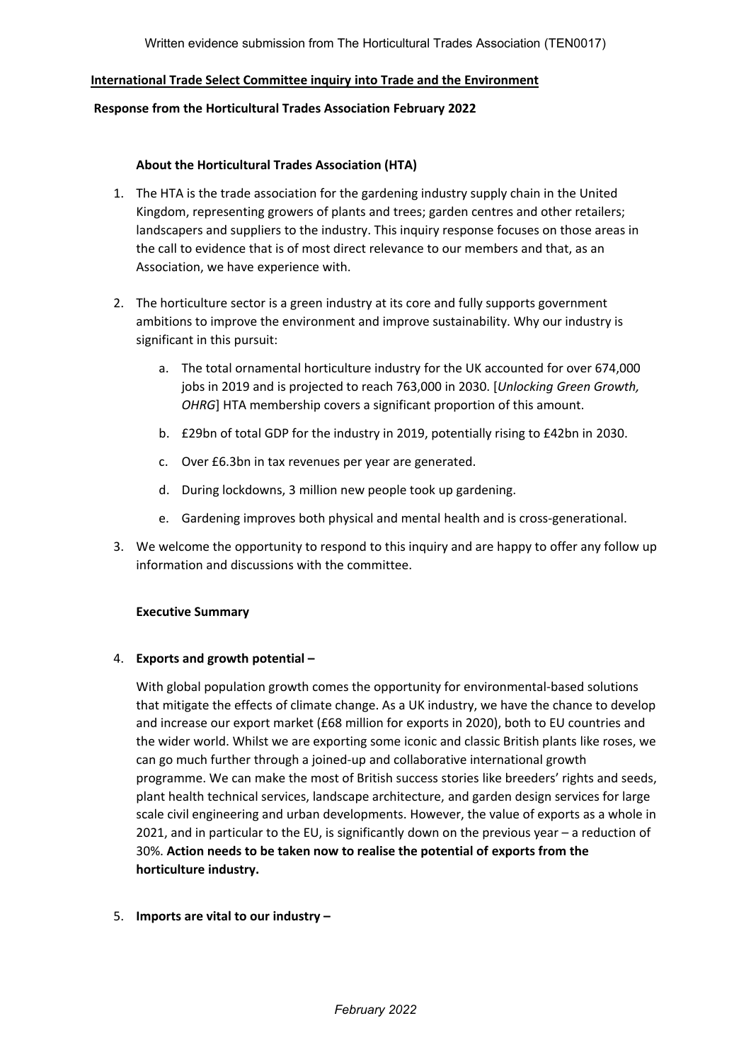Written evidence submission from The Horticultural Trades Association (TEN0017)

**International Trade Select Committee inquiry into Trade and the Environment**

**Response from the Horticultural Trades Association February 2022**

**About the Horticultural Trades Association (HTA)**

1. The HTA is the trade association for the gardening industry supply chain in the United Kingdom, representing growers of plants and trees; garden centres and other retailers; landscapers and suppliers to the industry. This inquiry response focuses on those areas in the call to evidence that is of most direct relevance to our members and that, as an Association, we have experience with.

2. The horticulture sector is a green industry at its core and fully supports government ambitions to improve the environment and improve sustainability. Why our industry is significant in this pursuit:

   a. The total ornamental horticulture industry for the UK accounted for over 674,000 jobs in 2019 and is projected to reach 763,000 in 2030. [*Unlocking Green Growth, OHRG*] HTA membership covers a significant proportion of this amount.

   b. £29bn of total GDP for the industry in 2019, potentially rising to £42bn in 2030.

   c. Over £6.3bn in tax revenues per year are generated.

   d. During lockdowns, 3 million new people took up gardening.

   e. Gardening improves both physical and mental health and is cross-generational.

3. We welcome the opportunity to respond to this inquiry and are happy to offer any follow up information and discussions with the committee.

**Executive Summary**

4. **Exports and growth potential –**

   With global population growth comes the opportunity for environmental-based solutions that mitigate the effects of climate change. As a UK industry, we have the chance to develop and increase our export market (£68 million for exports in 2020), both to EU countries and the wider world. Whilst we are exporting some iconic and classic British plants like roses, we can go much further through a joined-up and collaborative international growth programme. We can make the most of British success stories like breeders' rights and seeds, plant health technical services, landscape architecture, and garden design services for large scale civil engineering and urban developments. However, the value of exports as a whole in 2021, and in particular to the EU, is significantly down on the previous year – a reduction of 30%. **Action needs to be taken now to realise the potential of exports from the horticulture industry.**

5. **Imports are vital to our industry –**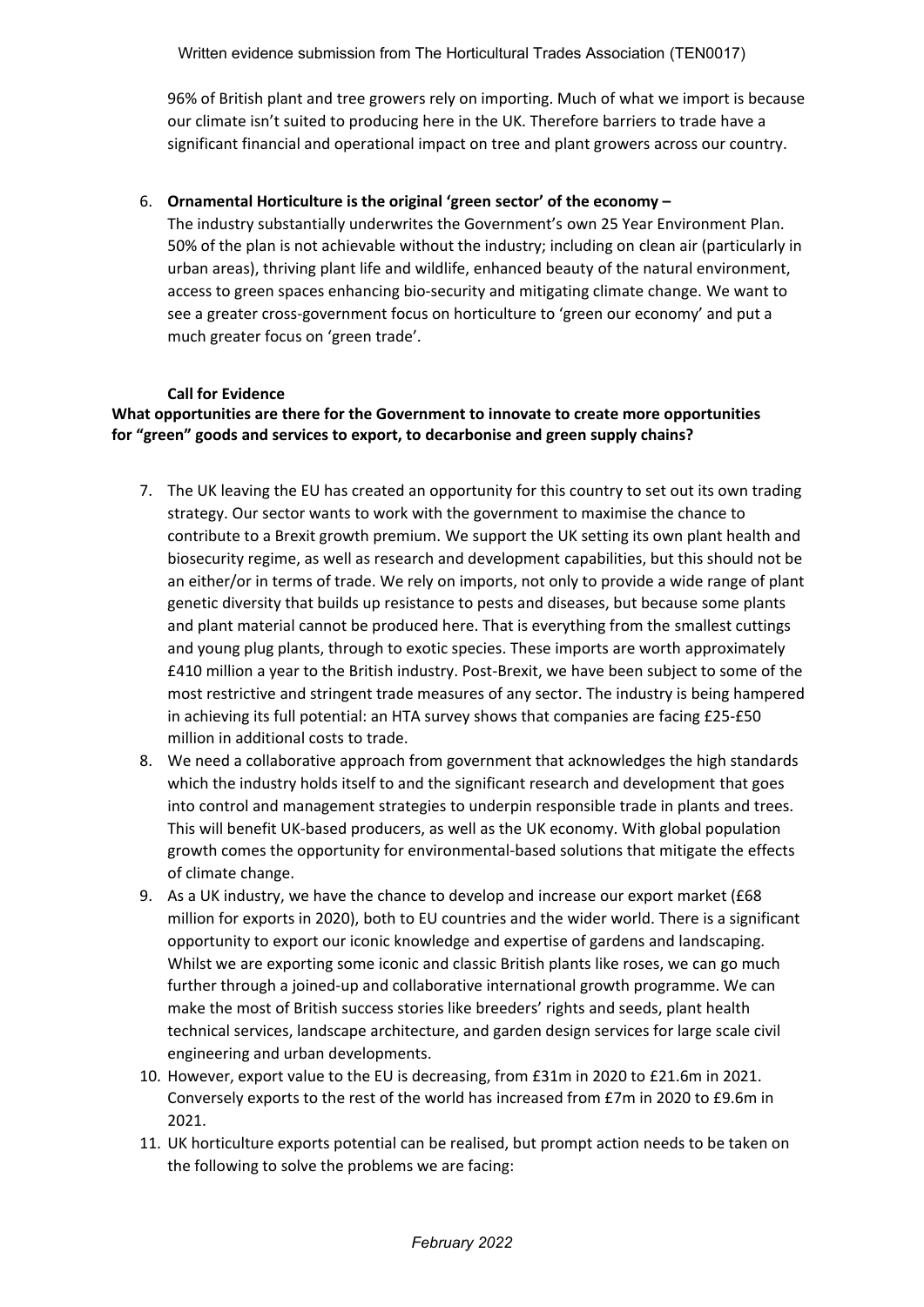96% of British plant and tree growers rely on importing. Much of what we import is because our climate isn't suited to producing here in the UK. Therefore barriers to trade have a significant financial and operational impact on tree and plant growers across our country.

6. **Ornamental Horticulture is the original 'green sector' of the economy –**
   The industry substantially underwrites the Government's own 25 Year Environment Plan. 50% of the plan is not achievable without the industry; including on clean air (particularly in urban areas), thriving plant life and wildlife, enhanced beauty of the natural environment, access to green spaces enhancing bio-security and mitigating climate change. We want to see a greater cross-government focus on horticulture to 'green our economy' and put a much greater focus on 'green trade'.

**Call for Evidence**

**What opportunities are there for the Government to innovate to create more opportunities for "green" goods and services to export, to decarbonise and green supply chains?**

7. The UK leaving the EU has created an opportunity for this country to set out its own trading strategy. Our sector wants to work with the government to maximise the chance to contribute to a Brexit growth premium. We support the UK setting its own plant health and biosecurity regime, as well as research and development capabilities, but this should not be an either/or in terms of trade. We rely on imports, not only to provide a wide range of plant genetic diversity that builds up resistance to pests and diseases, but because some plants and plant material cannot be produced here. That is everything from the smallest cuttings and young plug plants, through to exotic species. These imports are worth approximately £410 million a year to the British industry. Post-Brexit, we have been subject to some of the most restrictive and stringent trade measures of any sector. The industry is being hampered in achieving its full potential: an HTA survey shows that companies are facing £25-£50 million in additional costs to trade.
8. We need a collaborative approach from government that acknowledges the high standards which the industry holds itself to and the significant research and development that goes into control and management strategies to underpin responsible trade in plants and trees. This will benefit UK-based producers, as well as the UK economy. With global population growth comes the opportunity for environmental-based solutions that mitigate the effects of climate change.
9. As a UK industry, we have the chance to develop and increase our export market (£68 million for exports in 2020), both to EU countries and the wider world. There is a significant opportunity to export our iconic knowledge and expertise of gardens and landscaping. Whilst we are exporting some iconic and classic British plants like roses, we can go much further through a joined-up and collaborative international growth programme. We can make the most of British success stories like breeders' rights and seeds, plant health technical services, landscape architecture, and garden design services for large scale civil engineering and urban developments.
10. However, export value to the EU is decreasing, from £31m in 2020 to £21.6m in 2021. Conversely exports to the rest of the world has increased from £7m in 2020 to £9.6m in 2021.
11. UK horticulture exports potential can be realised, but prompt action needs to be taken on the following to solve the problems we are facing: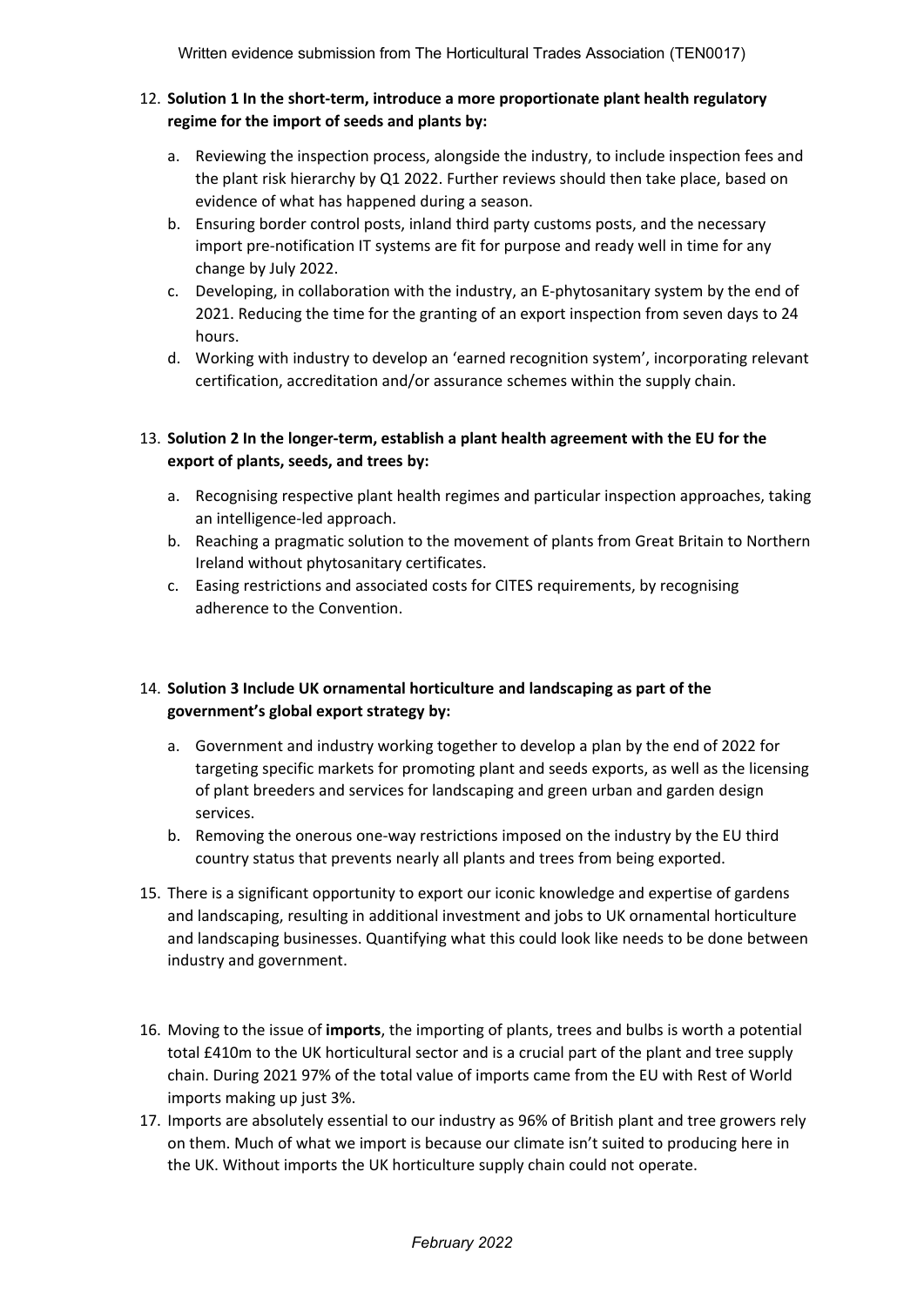12. **Solution 1 In the short-term, introduce a more proportionate plant health regulatory regime for the import of seeds and plants by:**
    a. Reviewing the inspection process, alongside the industry, to include inspection fees and the plant risk hierarchy by Q1 2022. Further reviews should then take place, based on evidence of what has happened during a season.
    b. Ensuring border control posts, inland third party customs posts, and the necessary import pre-notification IT systems are fit for purpose and ready well in time for any change by July 2022.
    c. Developing, in collaboration with the industry, an E-phytosanitary system by the end of 2021. Reducing the time for the granting of an export inspection from seven days to 24 hours.
    d. Working with industry to develop an 'earned recognition system', incorporating relevant certification, accreditation and/or assurance schemes within the supply chain.

13. **Solution 2 In the longer-term, establish a plant health agreement with the EU for the export of plants, seeds, and trees by:**
    a. Recognising respective plant health regimes and particular inspection approaches, taking an intelligence-led approach.
    b. Reaching a pragmatic solution to the movement of plants from Great Britain to Northern Ireland without phytosanitary certificates.
    c. Easing restrictions and associated costs for CITES requirements, by recognising adherence to the Convention.

14. **Solution 3 Include UK ornamental horticulture and landscaping as part of the government's global export strategy by:**
    a. Government and industry working together to develop a plan by the end of 2022 for targeting specific markets for promoting plant and seeds exports, as well as the licensing of plant breeders and services for landscaping and green urban and garden design services.
    b. Removing the onerous one-way restrictions imposed on the industry by the EU third country status that prevents nearly all plants and trees from being exported.

15. There is a significant opportunity to export our iconic knowledge and expertise of gardens and landscaping, resulting in additional investment and jobs to UK ornamental horticulture and landscaping businesses. Quantifying what this could look like needs to be done between industry and government.

16. Moving to the issue of **imports**, the importing of plants, trees and bulbs is worth a potential total £410m to the UK horticultural sector and is a crucial part of the plant and tree supply chain. During 2021 97% of the total value of imports came from the EU with Rest of World imports making up just 3%.
17. Imports are absolutely essential to our industry as 96% of British plant and tree growers rely on them. Much of what we import is because our climate isn't suited to producing here in the UK. Without imports the UK horticulture supply chain could not operate.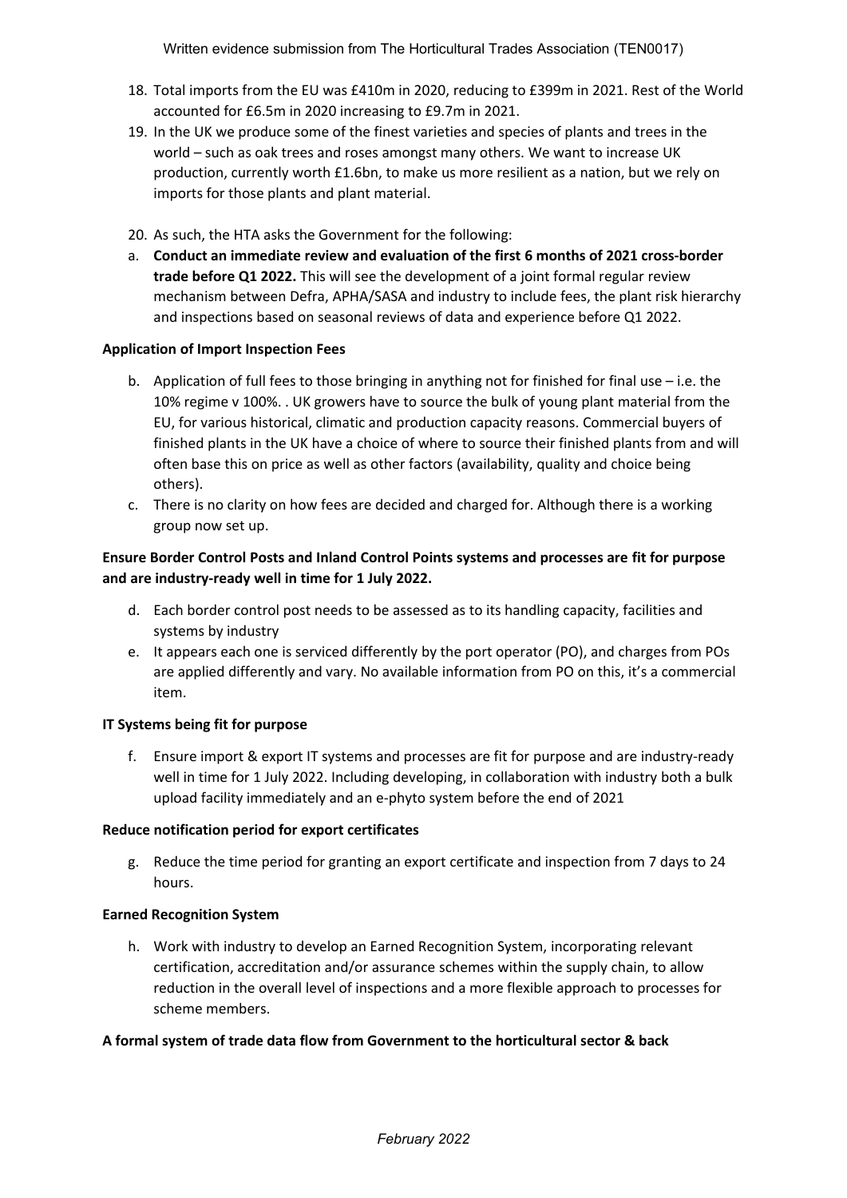18. Total imports from the EU was £410m in 2020, reducing to £399m in 2021. Rest of the World accounted for £6.5m in 2020 increasing to £9.7m in 2021.
19. In the UK we produce some of the finest varieties and species of plants and trees in the world – such as oak trees and roses amongst many others. We want to increase UK production, currently worth £1.6bn, to make us more resilient as a nation, but we rely on imports for those plants and plant material.
20. As such, the HTA asks the Government for the following:

a. **Conduct an immediate review and evaluation of the first 6 months of 2021 cross-border trade before Q1 2022.** This will see the development of a joint formal regular review mechanism between Defra, APHA/SASA and industry to include fees, the plant risk hierarchy and inspections based on seasonal reviews of data and experience before Q1 2022.

**Application of Import Inspection Fees**

b. Application of full fees to those bringing in anything not for finished for final use – i.e. the 10% regime v 100%. . UK growers have to source the bulk of young plant material from the EU, for various historical, climatic and production capacity reasons. Commercial buyers of finished plants in the UK have a choice of where to source their finished plants from and will often base this on price as well as other factors (availability, quality and choice being others).

c. There is no clarity on how fees are decided and charged for. Although there is a working group now set up.

**Ensure Border Control Posts and Inland Control Points systems and processes are fit for purpose and are industry-ready well in time for 1 July 2022.**

d. Each border control post needs to be assessed as to its handling capacity, facilities and systems by industry

e. It appears each one is serviced differently by the port operator (PO), and charges from POs are applied differently and vary. No available information from PO on this, it's a commercial item.

**IT Systems being fit for purpose**

f. Ensure import & export IT systems and processes are fit for purpose and are industry-ready well in time for 1 July 2022. Including developing, in collaboration with industry both a bulk upload facility immediately and an e-phyto system before the end of 2021

**Reduce notification period for export certificates**

g. Reduce the time period for granting an export certificate and inspection from 7 days to 24 hours.

**Earned Recognition System**

h. Work with industry to develop an Earned Recognition System, incorporating relevant certification, accreditation and/or assurance schemes within the supply chain, to allow reduction in the overall level of inspections and a more flexible approach to processes for scheme members.

**A formal system of trade data flow from Government to the horticultural sector & back**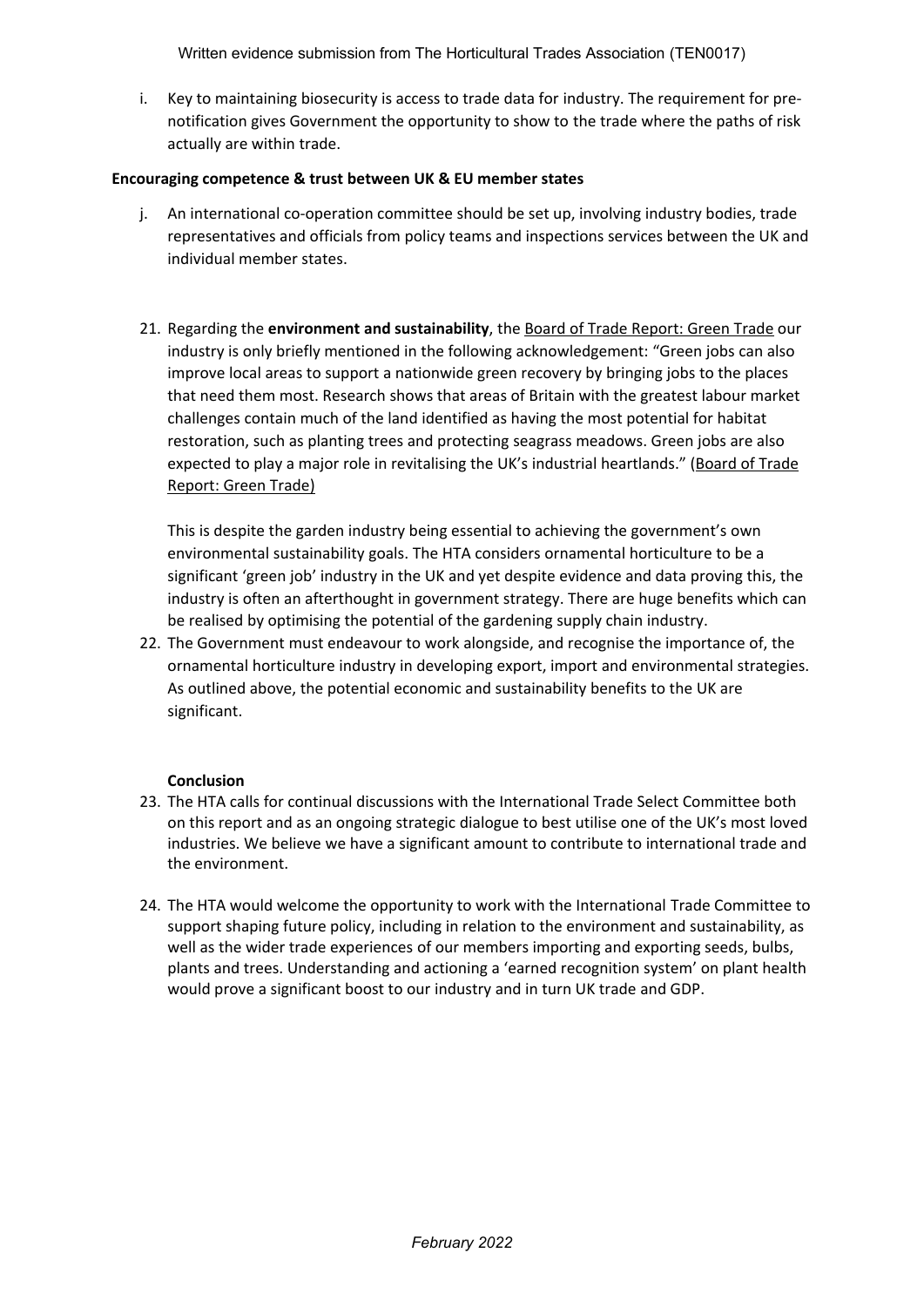i. Key to maintaining biosecurity is access to trade data for industry. The requirement for pre-notification gives Government the opportunity to show to the trade where the paths of risk actually are within trade.

**Encouraging competence & trust between UK & EU member states**

j. An international co-operation committee should be set up, involving industry bodies, trade representatives and officials from policy teams and inspections services between the UK and individual member states.

21. Regarding the **environment and sustainability**, the Board of Trade Report: Green Trade our industry is only briefly mentioned in the following acknowledgement: "Green jobs can also improve local areas to support a nationwide green recovery by bringing jobs to the places that need them most. Research shows that areas of Britain with the greatest labour market challenges contain much of the land identified as having the most potential for habitat restoration, such as planting trees and protecting seagrass meadows. Green jobs are also expected to play a major role in revitalising the UK's industrial heartlands." (Board of Trade Report: Green Trade)

    This is despite the garden industry being essential to achieving the government's own environmental sustainability goals. The HTA considers ornamental horticulture to be a significant 'green job' industry in the UK and yet despite evidence and data proving this, the industry is often an afterthought in government strategy. There are huge benefits which can be realised by optimising the potential of the gardening supply chain industry.

22. The Government must endeavour to work alongside, and recognise the importance of, the ornamental horticulture industry in developing export, import and environmental strategies. As outlined above, the potential economic and sustainability benefits to the UK are significant.

**Conclusion**

23. The HTA calls for continual discussions with the International Trade Select Committee both on this report and as an ongoing strategic dialogue to best utilise one of the UK's most loved industries. We believe we have a significant amount to contribute to international trade and the environment.

24. The HTA would welcome the opportunity to work with the International Trade Committee to support shaping future policy, including in relation to the environment and sustainability, as well as the wider trade experiences of our members importing and exporting seeds, bulbs, plants and trees. Understanding and actioning a 'earned recognition system' on plant health would prove a significant boost to our industry and in turn UK trade and GDP.

*February 2022*